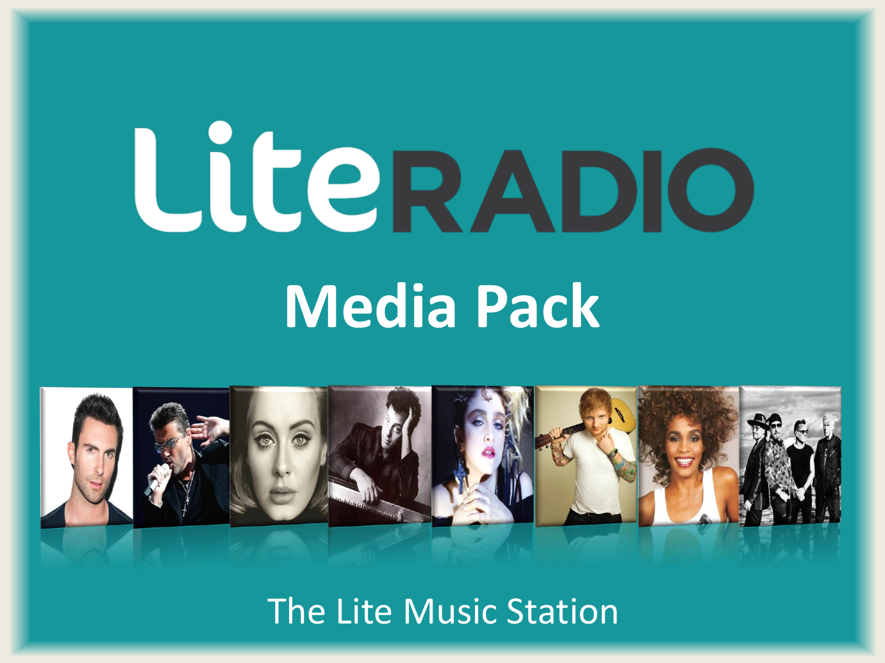# LiteRADIO

## Media Pack

The Lite Music Station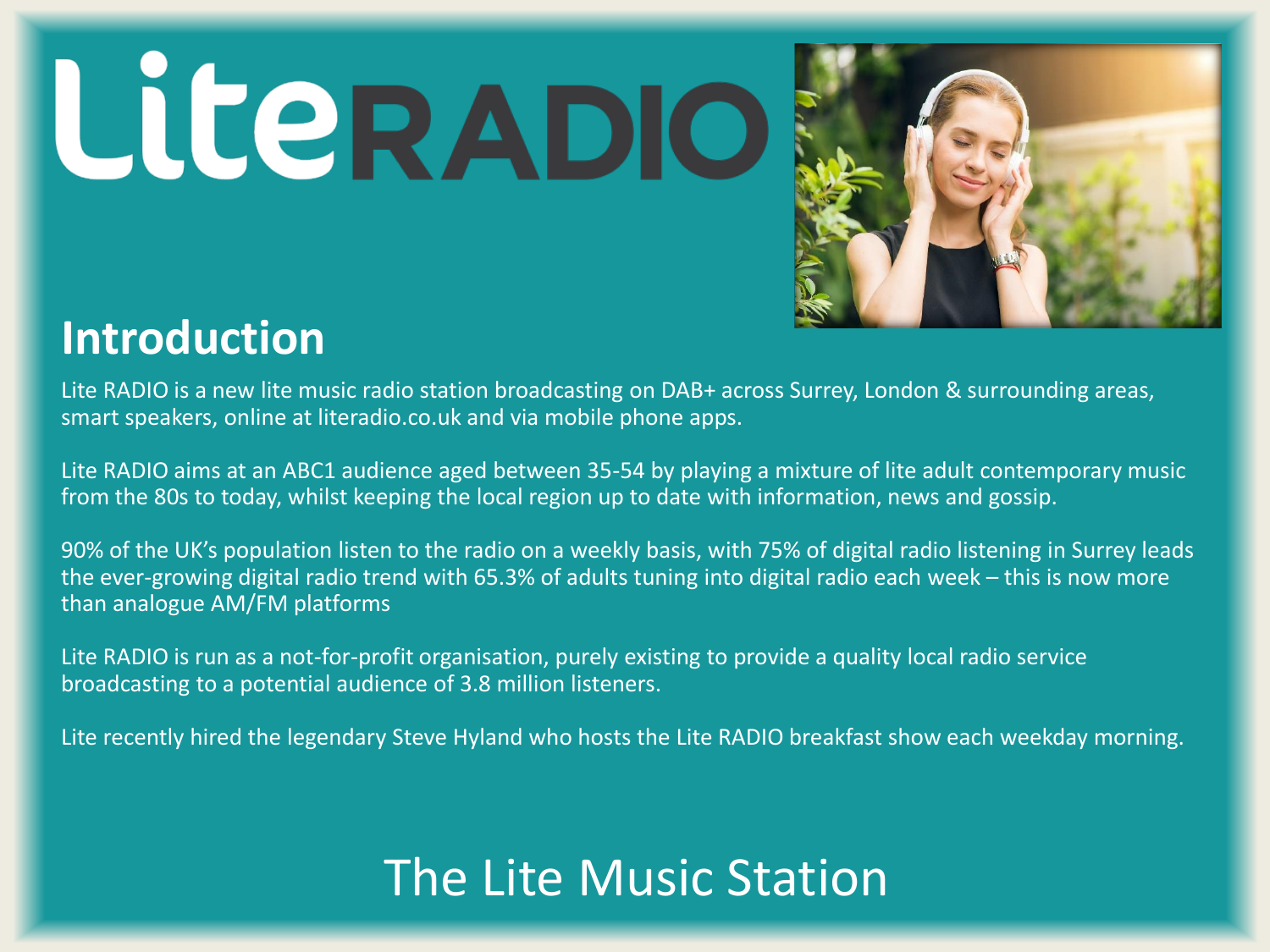# LiteRADIO

## Introduction

Lite RADIO is a new lite music radio station broadcasting on DAB+ across Surrey, London & surrounding areas, smart speakers, online at literadio.co.uk and via mobile phone apps.

Lite RADIO aims at an ABC1 audience aged between 35-54 by playing a mixture of lite adult contemporary music from the 80s to today, whilst keeping the local region up to date with information, news and gossip.

90% of the UK's population listen to the radio on a weekly basis, with 75% of digital radio listening in Surrey leads the ever-growing digital radio trend with 65.3% of adults tuning into digital radio each week – this is now more than analogue AM/FM platforms

Lite RADIO is run as a not-for-profit organisation, purely existing to provide a quality local radio service broadcasting to a potential audience of 3.8 million listeners.

Lite recently hired the legendary Steve Hyland who hosts the Lite RADIO breakfast show each weekday morning.

The Lite Music Station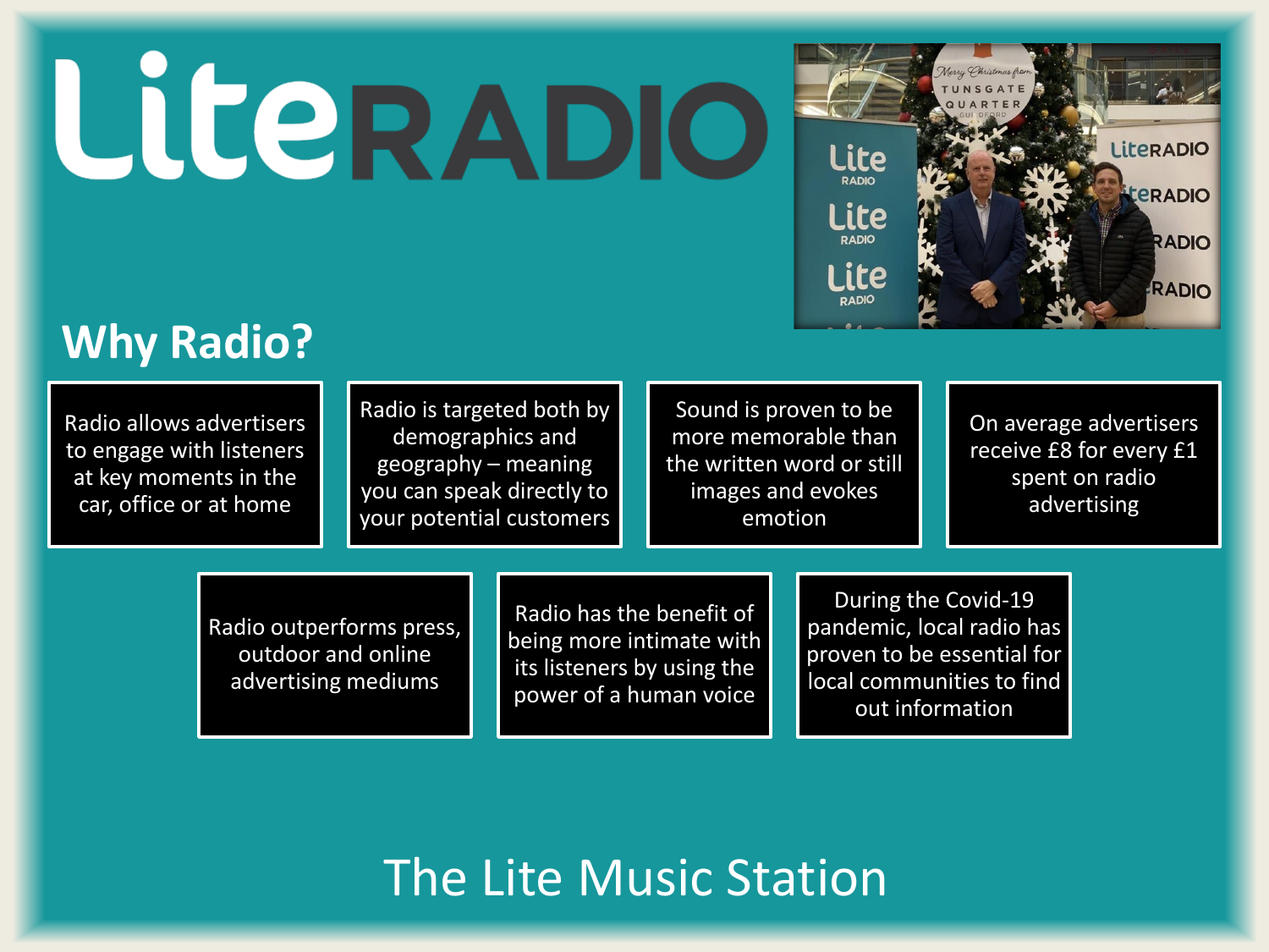# LiteRADIO

## Why Radio?

- Radio allows advertisers to engage with listeners at key moments in the car, office or at home
- Radio is targeted both by demographics and geography – meaning you can speak directly to your potential customers
- Sound is proven to be more memorable than the written word or still images and evokes emotion
- On average advertisers receive £8 for every £1 spent on radio advertising
- Radio outperforms press, outdoor and online advertising mediums
- Radio has the benefit of being more intimate with its listeners by using the power of a human voice
- During the Covid-19 pandemic, local radio has proven to be essential for local communities to find out information

The Lite Music Station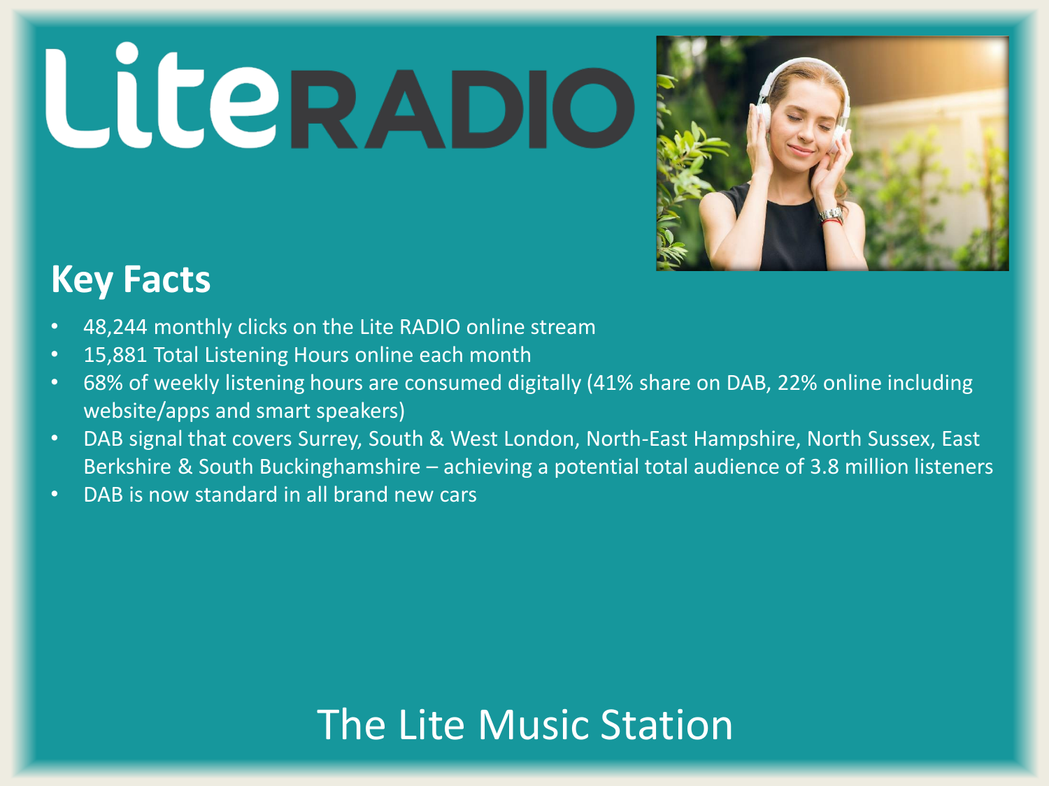# LiteRADIO

## Key Facts

- 48,244 monthly clicks on the Lite RADIO online stream
- 15,881 Total Listening Hours online each month
- 68% of weekly listening hours are consumed digitally (41% share on DAB, 22% online including website/apps and smart speakers)
- DAB signal that covers Surrey, South & West London, North-East Hampshire, North Sussex, East Berkshire & South Buckinghamshire – achieving a potential total audience of 3.8 million listeners
- DAB is now standard in all brand new cars

The Lite Music Station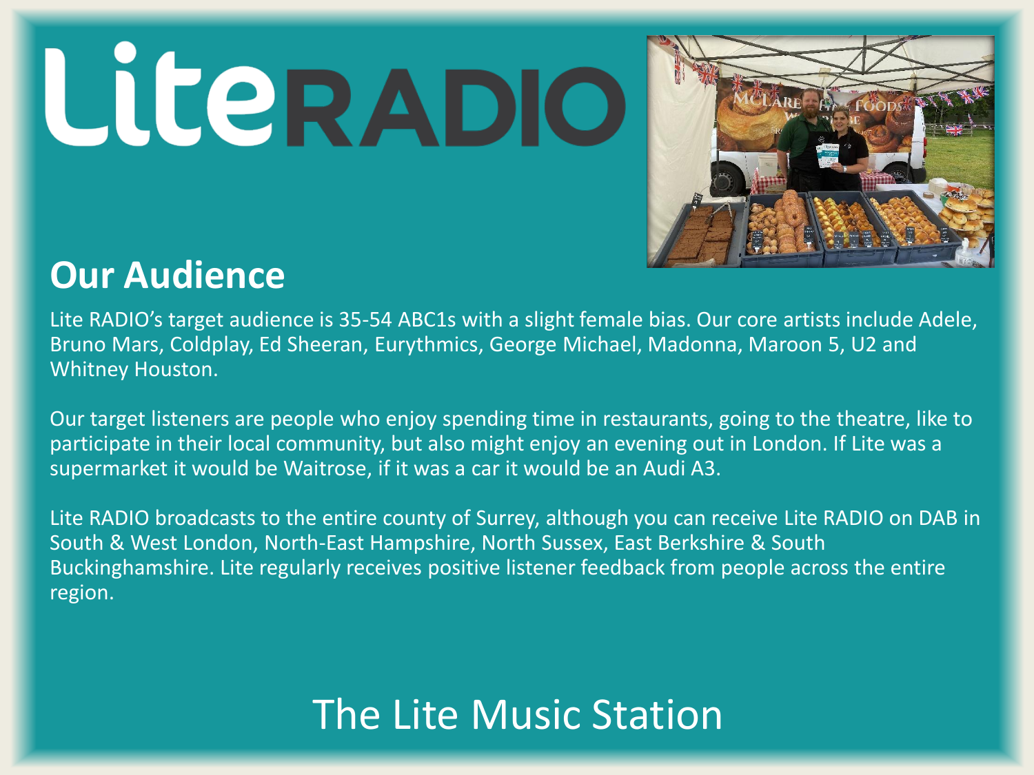# LiteRADIO

## Our Audience

Lite RADIO's target audience is 35-54 ABC1s with a slight female bias. Our core artists include Adele, Bruno Mars, Coldplay, Ed Sheeran, Eurythmics, George Michael, Madonna, Maroon 5, U2 and Whitney Houston.

Our target listeners are people who enjoy spending time in restaurants, going to the theatre, like to participate in their local community, but also might enjoy an evening out in London. If Lite was a supermarket it would be Waitrose, if it was a car it would be an Audi A3.

Lite RADIO broadcasts to the entire county of Surrey, although you can receive Lite RADIO on DAB in South & West London, North-East Hampshire, North Sussex, East Berkshire & South Buckinghamshire. Lite regularly receives positive listener feedback from people across the entire region.

The Lite Music Station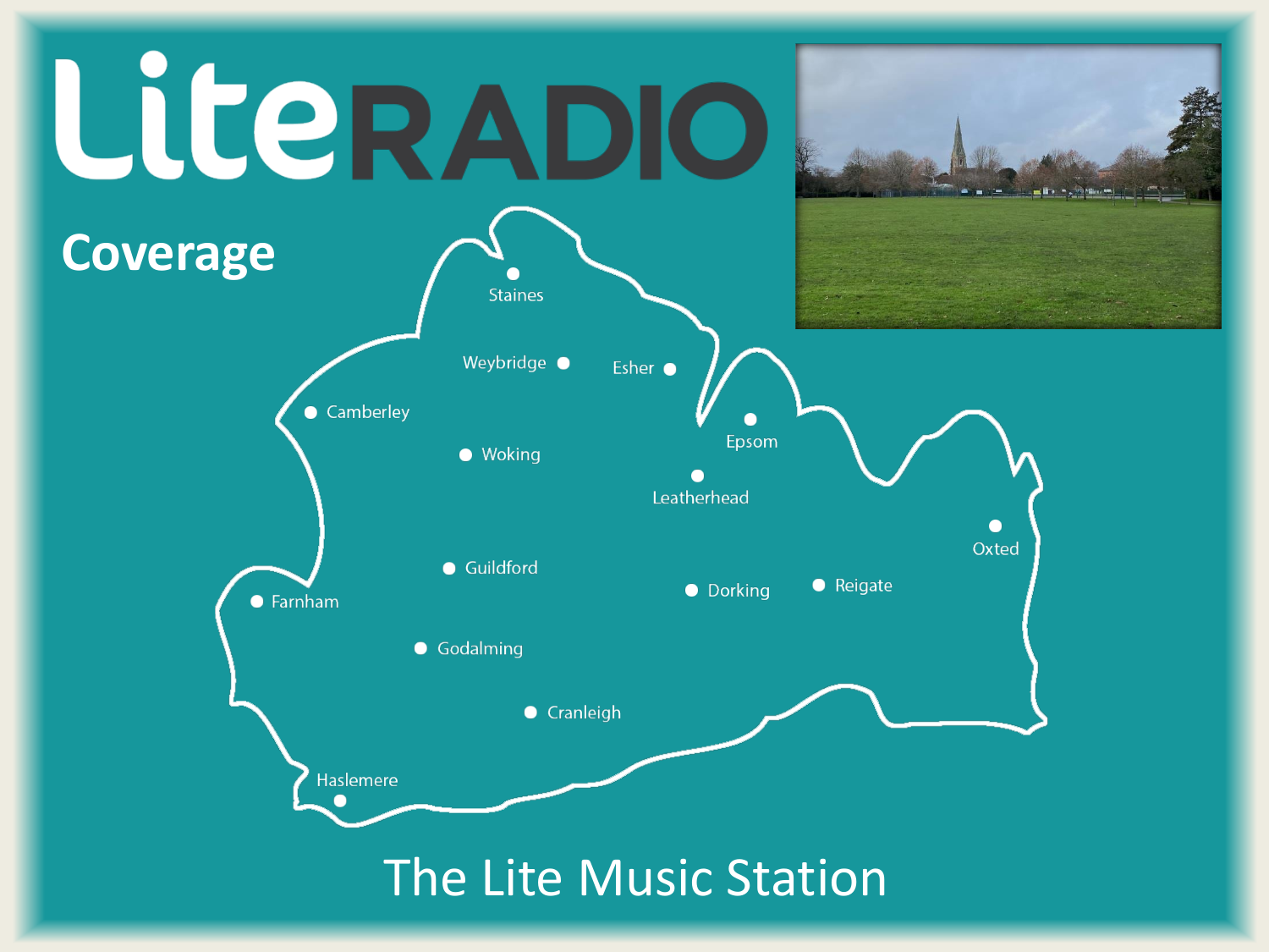# LiteRADIO

## Coverage

- Staines
- Weybridge
- Esher
- Camberley
- Epsom
- Woking
- Leatherhead
- Oxted
- Guildford
- Farnham
- Dorking
- Reigate
- Godalming
- Cranleigh
- Haslemere

The Lite Music Station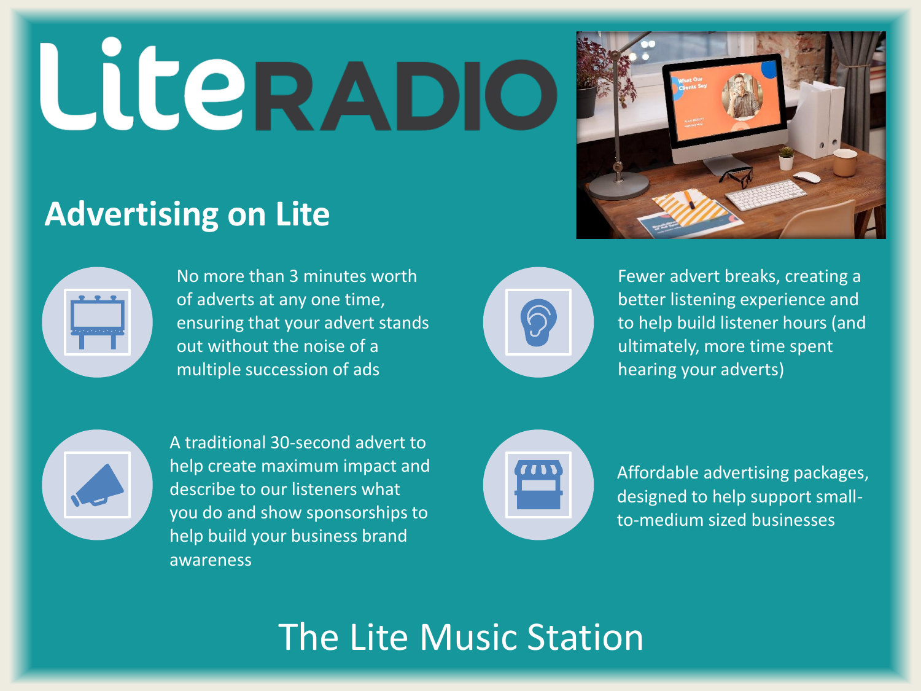# LiteRADIO

## Advertising on Lite

- No more than 3 minutes worth of adverts at any one time, ensuring that your advert stands out without the noise of a multiple succession of ads
- Fewer advert breaks, creating a better listening experience and to help build listener hours (and ultimately, more time spent hearing your adverts)
- A traditional 30-second advert to help create maximum impact and describe to our listeners what you do and show sponsorships to help build your business brand awareness
- Affordable advertising packages, designed to help support small-to-medium sized businesses

The Lite Music Station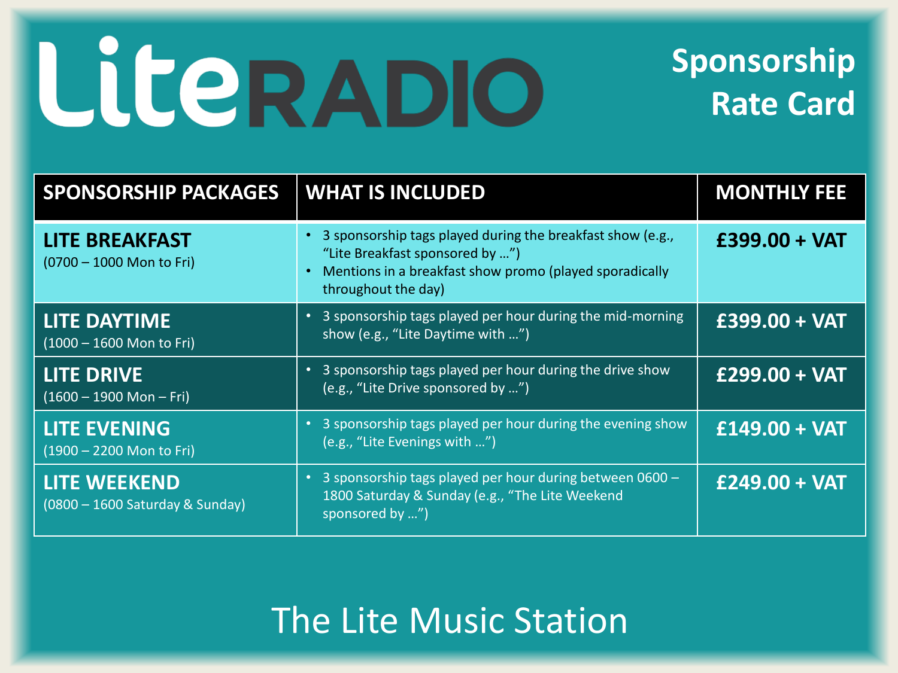# LiteRADIO

## Sponsorship Rate Card

| SPONSORSHIP PACKAGES | WHAT IS INCLUDED | MONTHLY FEE |
|---|---|---|
| **LITE BREAKFAST** (0700 – 1000 Mon to Fri) | • 3 sponsorship tags played during the breakfast show (e.g., "Lite Breakfast sponsored by …") • Mentions in a breakfast show promo (played sporadically throughout the day) | **£399.00 + VAT** |
| **LITE DAYTIME** (1000 – 1600 Mon to Fri) | • 3 sponsorship tags played per hour during the mid-morning show (e.g., "Lite Daytime with …") | **£399.00 + VAT** |
| **LITE DRIVE** (1600 – 1900 Mon – Fri) | • 3 sponsorship tags played per hour during the drive show (e.g., "Lite Drive sponsored by …") | **£299.00 + VAT** |
| **LITE EVENING** (1900 – 2200 Mon to Fri) | • 3 sponsorship tags played per hour during the evening show (e.g., "Lite Evenings with …") | **£149.00 + VAT** |
| **LITE WEEKEND** (0800 – 1600 Saturday & Sunday) | • 3 sponsorship tags played per hour during between 0600 – 1800 Saturday & Sunday (e.g., "The Lite Weekend sponsored by …") | **£249.00 + VAT** |

The Lite Music Station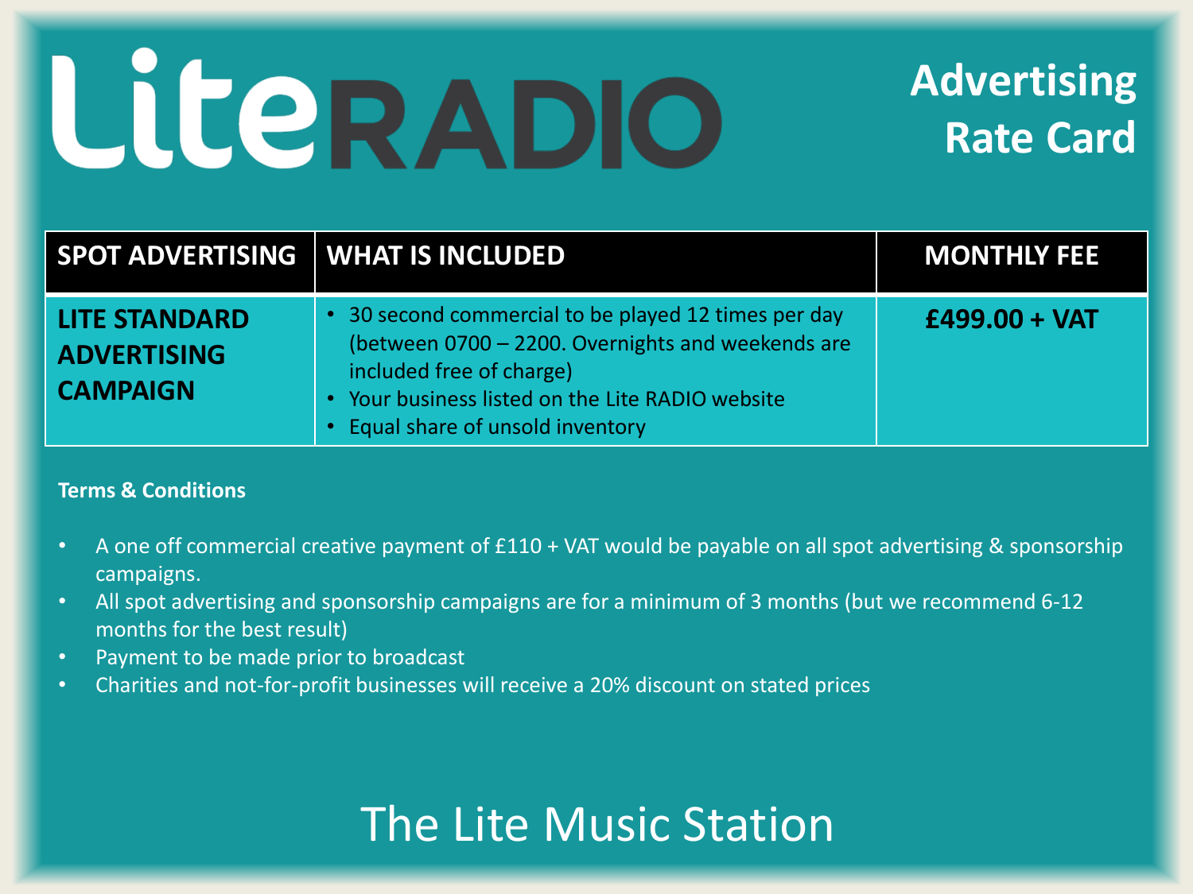# LiteRADIO

## Advertising Rate Card

| SPOT ADVERTISING | WHAT IS INCLUDED | MONTHLY FEE |
| --- | --- | --- |
| **LITE STANDARD ADVERTISING CAMPAIGN** | • 30 second commercial to be played 12 times per day (between 0700 – 2200. Overnights and weekends are included free of charge)<br>• Your business listed on the Lite RADIO website<br>• Equal share of unsold inventory | **£499.00 + VAT** |

**Terms & Conditions**

- A one off commercial creative payment of £110 + VAT would be payable on all spot advertising & sponsorship campaigns.
- All spot advertising and sponsorship campaigns are for a minimum of 3 months (but we recommend 6-12 months for the best result)
- Payment to be made prior to broadcast
- Charities and not-for-profit businesses will receive a 20% discount on stated prices

The Lite Music Station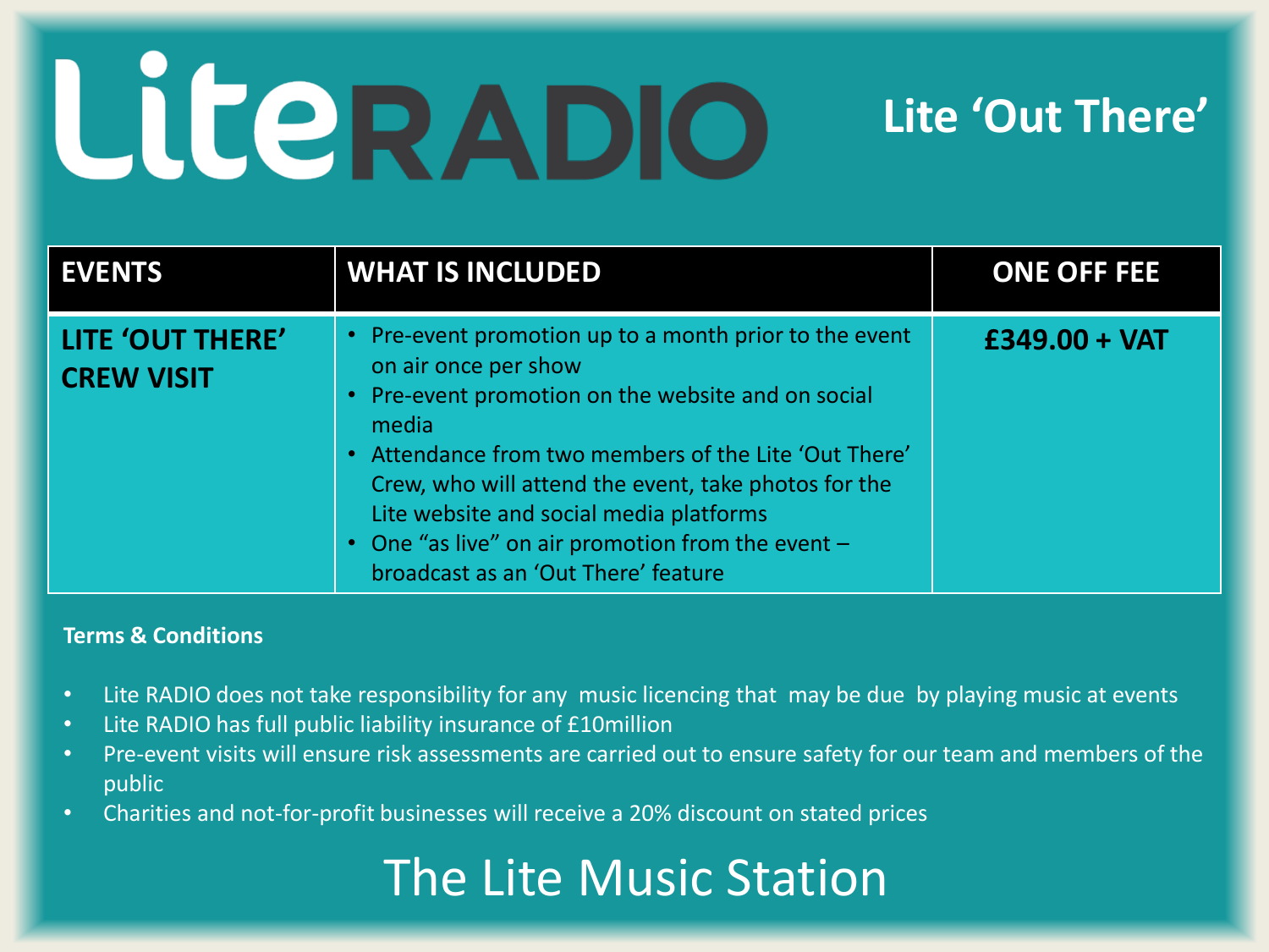# LiteRADIO

## Lite 'Out There'

| EVENTS | WHAT IS INCLUDED | ONE OFF FEE |
|---|---|---|
| **LITE 'OUT THERE' CREW VISIT** | • Pre-event promotion up to a month prior to the event on air once per show<br>• Pre-event promotion on the website and on social media<br>• Attendance from two members of the Lite 'Out There' Crew, who will attend the event, take photos for the Lite website and social media platforms<br>• One "as live" on air promotion from the event – broadcast as an 'Out There' feature | **£349.00 + VAT** |

**Terms & Conditions**

- Lite RADIO does not take responsibility for any music licencing that may be due by playing music at events
- Lite RADIO has full public liability insurance of £10million
- Pre-event visits will ensure risk assessments are carried out to ensure safety for our team and members of the public
- Charities and not-for-profit businesses will receive a 20% discount on stated prices

The Lite Music Station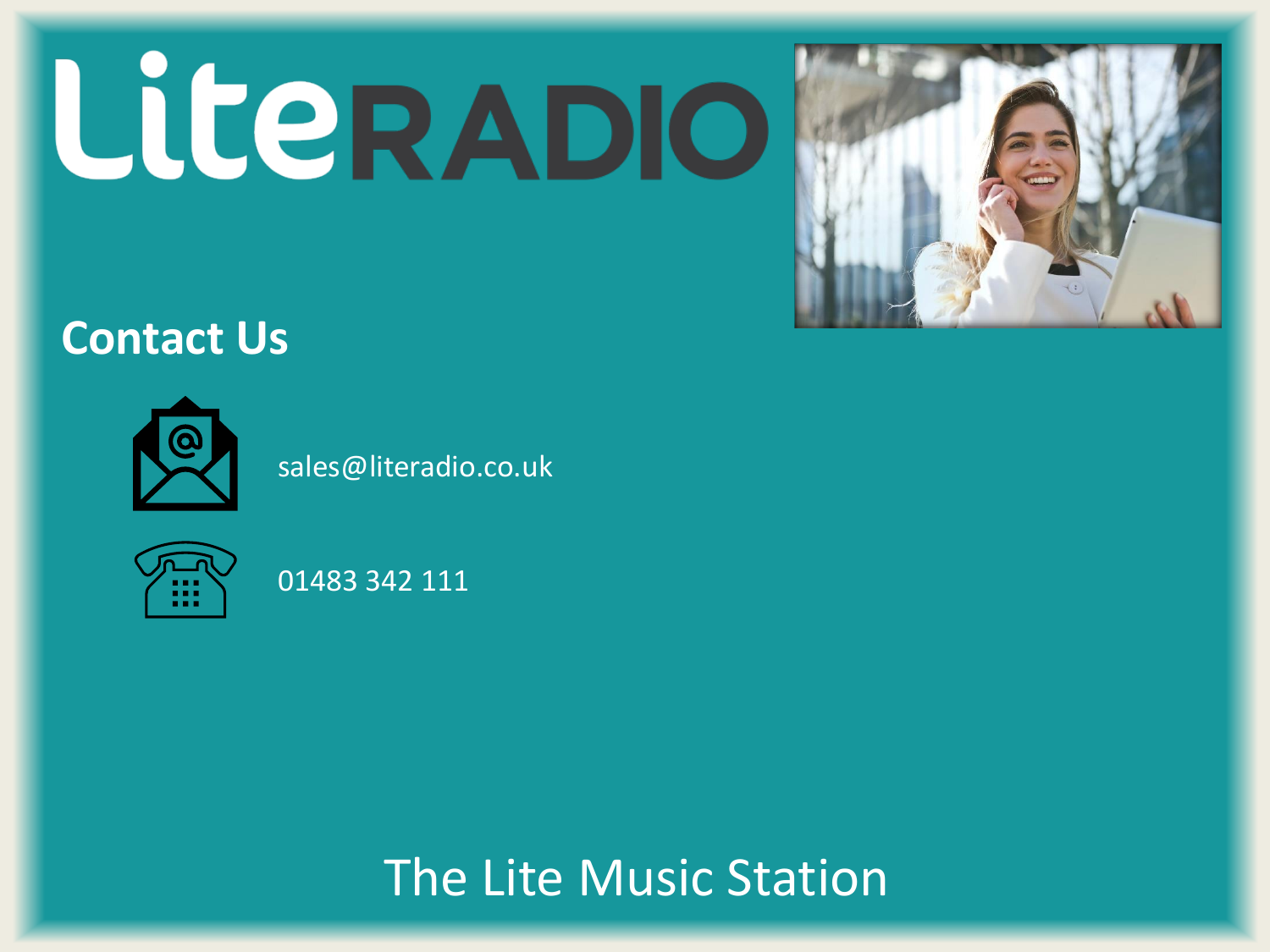# LiteRADIO

## Contact Us

sales@literadio.co.uk

01483 342 111

The Lite Music Station